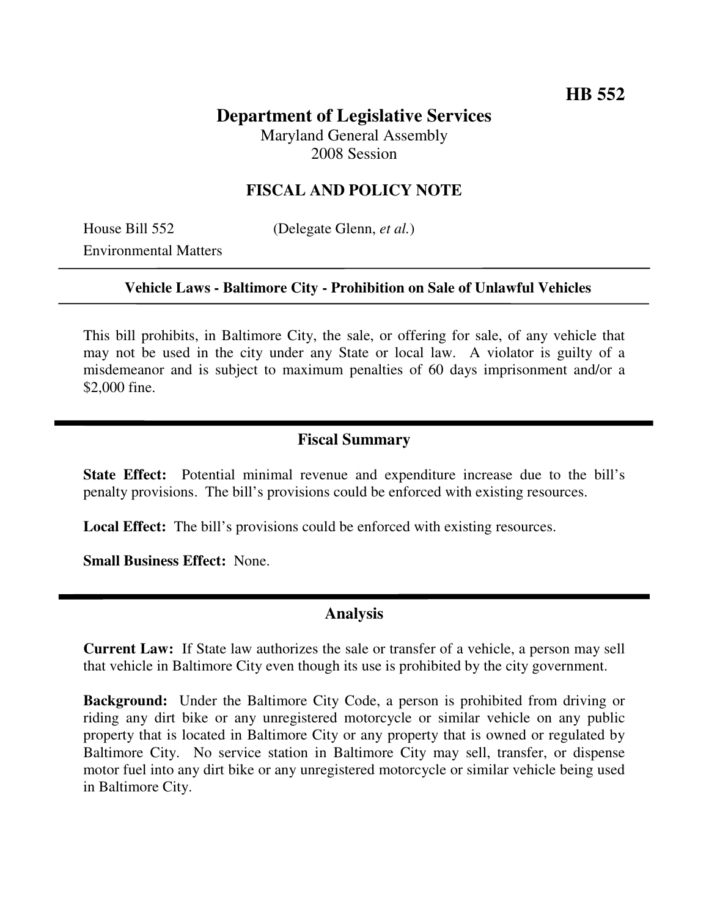**HB 552**

# Department of Legislative Services

Maryland General Assembly
2008 Session

## FISCAL AND POLICY NOTE

House Bill 552 (Delegate Glenn, *et al.*)
Environmental Matters

---

**Vehicle Laws - Baltimore City - Prohibition on Sale of Unlawful Vehicles**

---

This bill prohibits, in Baltimore City, the sale, or offering for sale, of any vehicle that may not be used in the city under any State or local law. A violator is guilty of a misdemeanor and is subject to maximum penalties of 60 days imprisonment and/or a $2,000 fine.

## Fiscal Summary

**State Effect:** Potential minimal revenue and expenditure increase due to the bill's penalty provisions. The bill's provisions could be enforced with existing resources.

**Local Effect:** The bill's provisions could be enforced with existing resources.

**Small Business Effect:** None.

## Analysis

**Current Law:** If State law authorizes the sale or transfer of a vehicle, a person may sell that vehicle in Baltimore City even though its use is prohibited by the city government.

**Background:** Under the Baltimore City Code, a person is prohibited from driving or riding any dirt bike or any unregistered motorcycle or similar vehicle on any public property that is located in Baltimore City or any property that is owned or regulated by Baltimore City. No service station in Baltimore City may sell, transfer, or dispense motor fuel into any dirt bike or any unregistered motorcycle or similar vehicle being used in Baltimore City.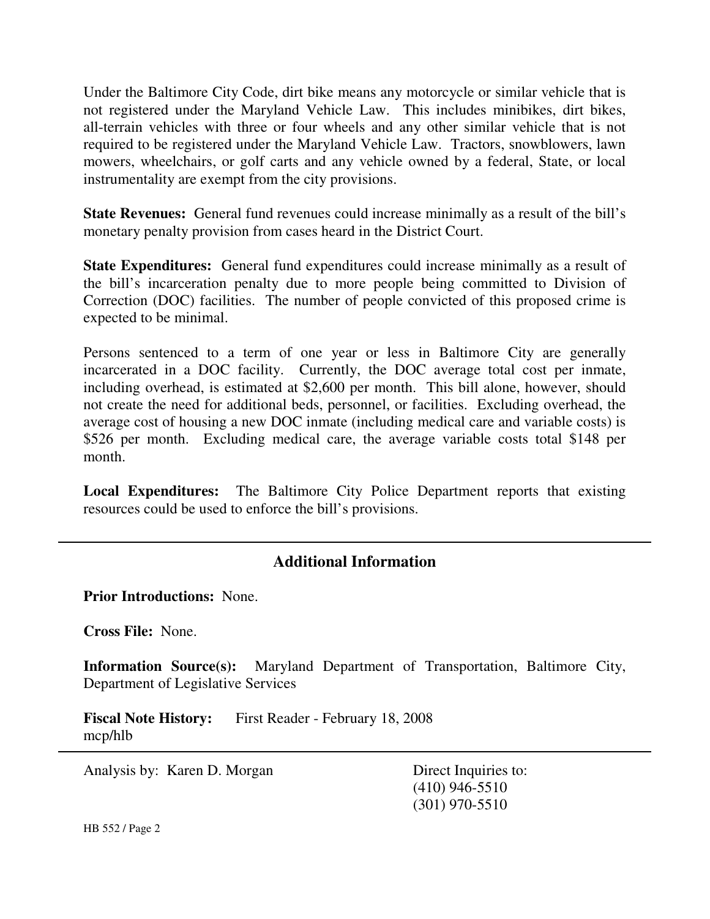Under the Baltimore City Code, dirt bike means any motorcycle or similar vehicle that is not registered under the Maryland Vehicle Law. This includes minibikes, dirt bikes, all-terrain vehicles with three or four wheels and any other similar vehicle that is not required to be registered under the Maryland Vehicle Law. Tractors, snowblowers, lawn mowers, wheelchairs, or golf carts and any vehicle owned by a federal, State, or local instrumentality are exempt from the city provisions.

**State Revenues:** General fund revenues could increase minimally as a result of the bill's monetary penalty provision from cases heard in the District Court.

**State Expenditures:** General fund expenditures could increase minimally as a result of the bill's incarceration penalty due to more people being committed to Division of Correction (DOC) facilities. The number of people convicted of this proposed crime is expected to be minimal.

Persons sentenced to a term of one year or less in Baltimore City are generally incarcerated in a DOC facility. Currently, the DOC average total cost per inmate, including overhead, is estimated at $2,600 per month. This bill alone, however, should not create the need for additional beds, personnel, or facilities. Excluding overhead, the average cost of housing a new DOC inmate (including medical care and variable costs) is $526 per month. Excluding medical care, the average variable costs total $148 per month.

**Local Expenditures:** The Baltimore City Police Department reports that existing resources could be used to enforce the bill's provisions.

## Additional Information

**Prior Introductions:** None.

**Cross File:** None.

**Information Source(s):** Maryland Department of Transportation, Baltimore City, Department of Legislative Services

**Fiscal Note History:** First Reader - February 18, 2008
mcp/hlb

Analysis by: Karen D. Morgan

Direct Inquiries to:
(410) 946-5510
(301) 970-5510